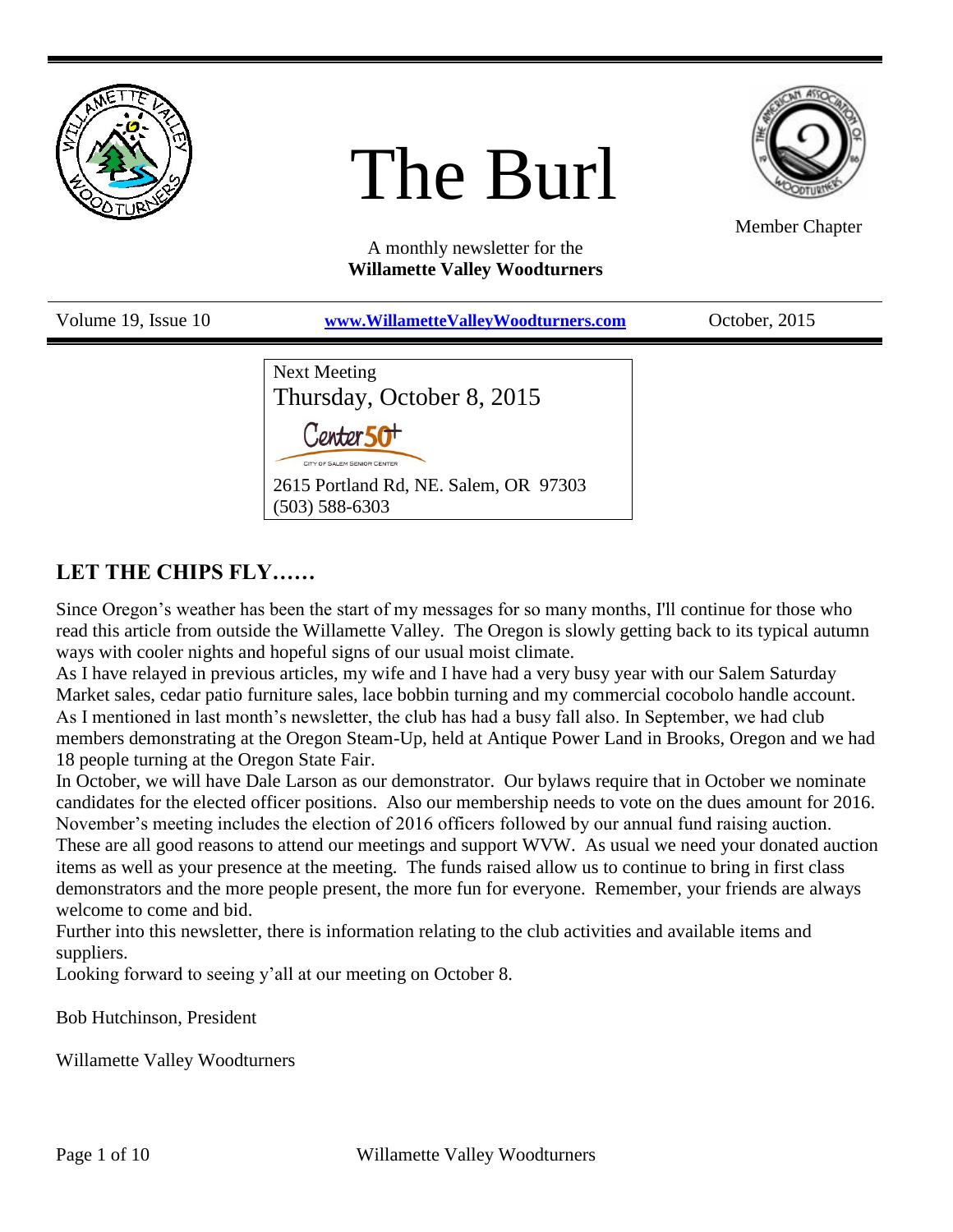# The Burl

Member Chapter

A monthly newsletter for the
**Willamette Valley Woodturners**

Volume 19, Issue 10 | **www.WillametteValleyWoodturners.com** | October, 2015

Next Meeting
Thursday, October 8, 2015

Center 50+
CITY OF SALEM SENIOR CENTER

2615 Portland Rd, NE. Salem, OR 97303
(503) 588-6303

## LET THE CHIPS FLY……

Since Oregon's weather has been the start of my messages for so many months, I'll continue for those who read this article from outside the Willamette Valley. The Oregon is slowly getting back to its typical autumn ways with cooler nights and hopeful signs of our usual moist climate.

As I have relayed in previous articles, my wife and I have had a very busy year with our Salem Saturday Market sales, cedar patio furniture sales, lace bobbin turning and my commercial cocobolo handle account.

As I mentioned in last month's newsletter, the club has had a busy fall also. In September, we had club members demonstrating at the Oregon Steam-Up, held at Antique Power Land in Brooks, Oregon and we had 18 people turning at the Oregon State Fair.

In October, we will have Dale Larson as our demonstrator. Our bylaws require that in October we nominate candidates for the elected officer positions. Also our membership needs to vote on the dues amount for 2016. November's meeting includes the election of 2016 officers followed by our annual fund raising auction.

These are all good reasons to attend our meetings and support WVW. As usual we need your donated auction items as well as your presence at the meeting. The funds raised allow us to continue to bring in first class demonstrators and the more people present, the more fun for everyone. Remember, your friends are always welcome to come and bid.

Further into this newsletter, there is information relating to the club activities and available items and suppliers.

Looking forward to seeing y'all at our meeting on October 8.

Bob Hutchinson, President

Willamette Valley Woodturners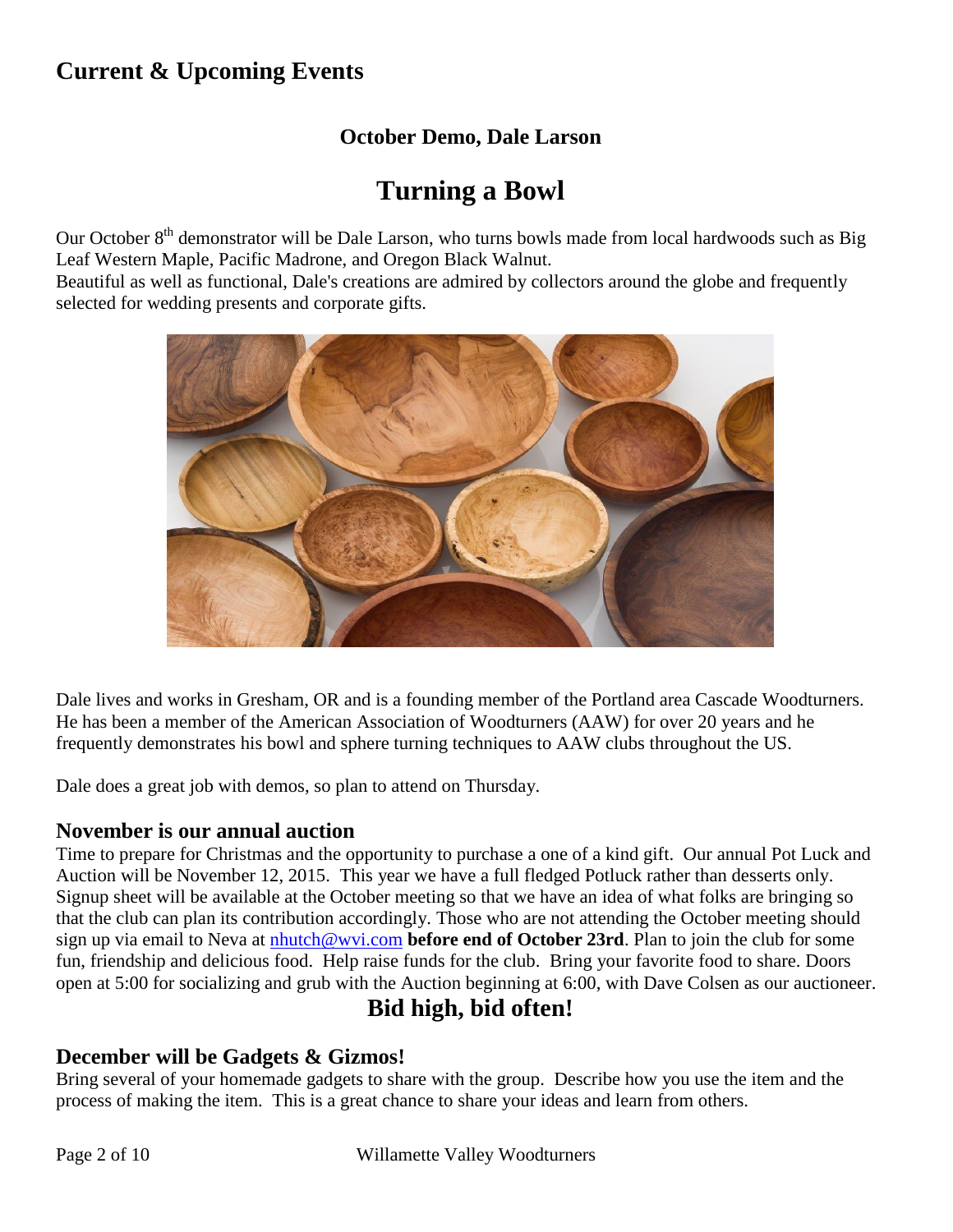## Current & Upcoming Events

### October Demo, Dale Larson

# Turning a Bowl

Our October 8th demonstrator will be Dale Larson, who turns bowls made from local hardwoods such as Big Leaf Western Maple, Pacific Madrone, and Oregon Black Walnut.
Beautiful as well as functional, Dale's creations are admired by collectors around the globe and frequently selected for wedding presents and corporate gifts.

Dale lives and works in Gresham, OR and is a founding member of the Portland area Cascade Woodturners. He has been a member of the American Association of Woodturners (AAW) for over 20 years and he frequently demonstrates his bowl and sphere turning techniques to AAW clubs throughout the US.

Dale does a great job with demos, so plan to attend on Thursday.

### November is our annual auction

Time to prepare for Christmas and the opportunity to purchase a one of a kind gift. Our annual Pot Luck and Auction will be November 12, 2015. This year we have a full fledged Potluck rather than desserts only. Signup sheet will be available at the October meeting so that we have an idea of what folks are bringing so that the club can plan its contribution accordingly. Those who are not attending the October meeting should sign up via email to Neva at [nhutch@wvi.com](mailto:nhutch@wvi.com) **before end of October 23rd**. Plan to join the club for some fun, friendship and delicious food. Help raise funds for the club. Bring your favorite food to share. Doors open at 5:00 for socializing and grub with the Auction beginning at 6:00, with Dave Colsen as our auctioneer.

**Bid high, bid often!**

### December will be Gadgets & Gizmos!

Bring several of your homemade gadgets to share with the group. Describe how you use the item and the process of making the item. This is a great chance to share your ideas and learn from others.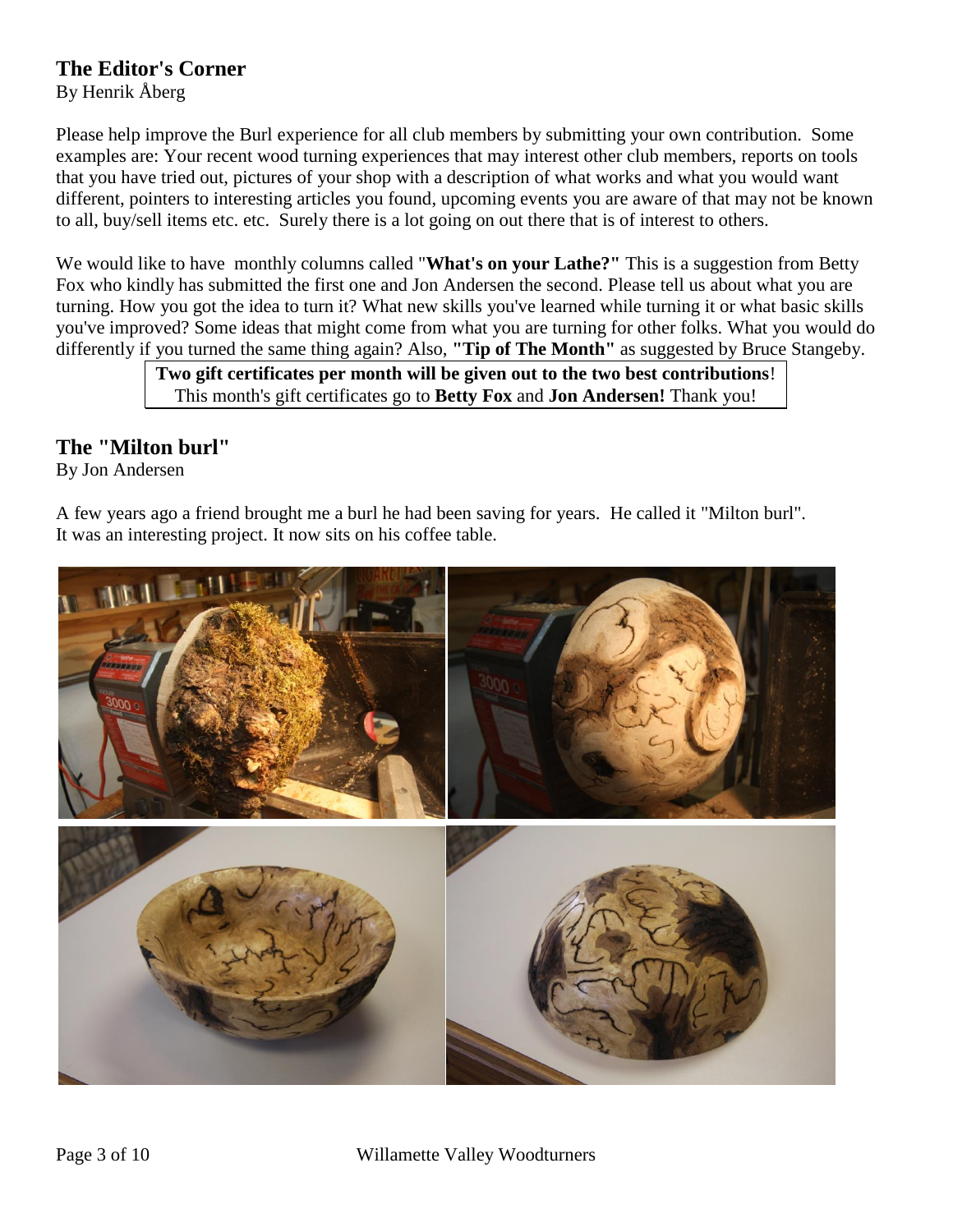## The Editor's Corner

By Henrik Åberg

Please help improve the Burl experience for all club members by submitting your own contribution. Some examples are: Your recent wood turning experiences that may interest other club members, reports on tools that you have tried out, pictures of your shop with a description of what works and what you would want different, pointers to interesting articles you found, upcoming events you are aware of that may not be known to all, buy/sell items etc. etc. Surely there is a lot going on out there that is of interest to others.

We would like to have monthly columns called "**What's on your Lathe?"** This is a suggestion from Betty Fox who kindly has submitted the first one and Jon Andersen the second. Please tell us about what you are turning. How you got the idea to turn it? What new skills you've learned while turning it or what basic skills you've improved? Some ideas that might come from what you are turning for other folks. What you would do differently if you turned the same thing again? Also, **"Tip of The Month"** as suggested by Bruce Stangeby.

**Two gift certificates per month will be given out to the two best contributions**!
This month's gift certificates go to **Betty Fox** and **Jon Andersen!** Thank you!

## The "Milton burl"

By Jon Andersen

A few years ago a friend brought me a burl he had been saving for years. He called it "Milton burl". It was an interesting project. It now sits on his coffee table.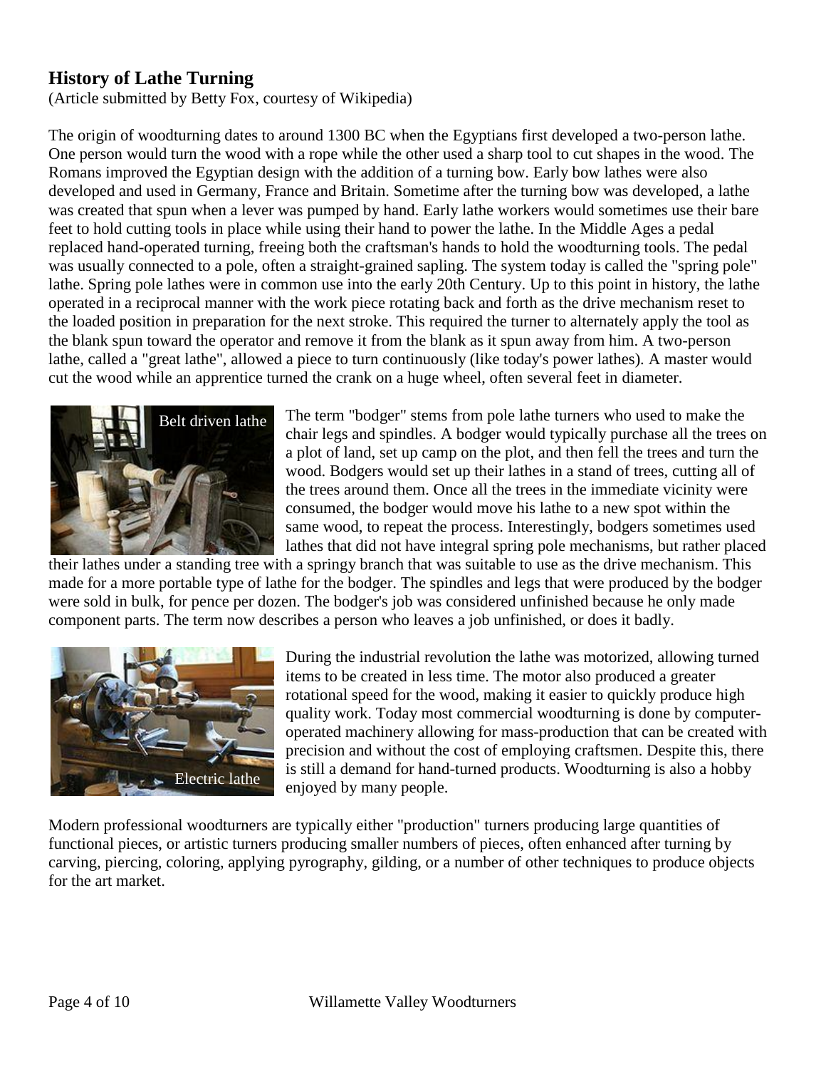## History of Lathe Turning

(Article submitted by Betty Fox, courtesy of Wikipedia)

The origin of woodturning dates to around 1300 BC when the Egyptians first developed a two-person lathe. One person would turn the wood with a rope while the other used a sharp tool to cut shapes in the wood. The Romans improved the Egyptian design with the addition of a turning bow. Early bow lathes were also developed and used in Germany, France and Britain. Sometime after the turning bow was developed, a lathe was created that spun when a lever was pumped by hand. Early lathe workers would sometimes use their bare feet to hold cutting tools in place while using their hand to power the lathe. In the Middle Ages a pedal replaced hand-operated turning, freeing both the craftsman's hands to hold the woodturning tools. The pedal was usually connected to a pole, often a straight-grained sapling. The system today is called the "spring pole" lathe. Spring pole lathes were in common use into the early 20th Century. Up to this point in history, the lathe operated in a reciprocal manner with the work piece rotating back and forth as the drive mechanism reset to the loaded position in preparation for the next stroke. This required the turner to alternately apply the tool as the blank spun toward the operator and remove it from the blank as it spun away from him. A two-person lathe, called a "great lathe", allowed a piece to turn continuously (like today's power lathes). A master would cut the wood while an apprentice turned the crank on a huge wheel, often several feet in diameter.

Belt driven lathe

The term "bodger" stems from pole lathe turners who used to make the chair legs and spindles. A bodger would typically purchase all the trees on a plot of land, set up camp on the plot, and then fell the trees and turn the wood. Bodgers would set up their lathes in a stand of trees, cutting all of the trees around them. Once all the trees in the immediate vicinity were consumed, the bodger would move his lathe to a new spot within the same wood, to repeat the process. Interestingly, bodgers sometimes used lathes that did not have integral spring pole mechanisms, but rather placed their lathes under a standing tree with a springy branch that was suitable to use as the drive mechanism. This made for a more portable type of lathe for the bodger. The spindles and legs that were produced by the bodger were sold in bulk, for pence per dozen. The bodger's job was considered unfinished because he only made component parts. The term now describes a person who leaves a job unfinished, or does it badly.

Electric lathe

During the industrial revolution the lathe was motorized, allowing turned items to be created in less time. The motor also produced a greater rotational speed for the wood, making it easier to quickly produce high quality work. Today most commercial woodturning is done by computer-operated machinery allowing for mass-production that can be created with precision and without the cost of employing craftsmen. Despite this, there is still a demand for hand-turned products. Woodturning is also a hobby enjoyed by many people.

Modern professional woodturners are typically either "production" turners producing large quantities of functional pieces, or artistic turners producing smaller numbers of pieces, often enhanced after turning by carving, piercing, coloring, applying pyrography, gilding, or a number of other techniques to produce objects for the art market.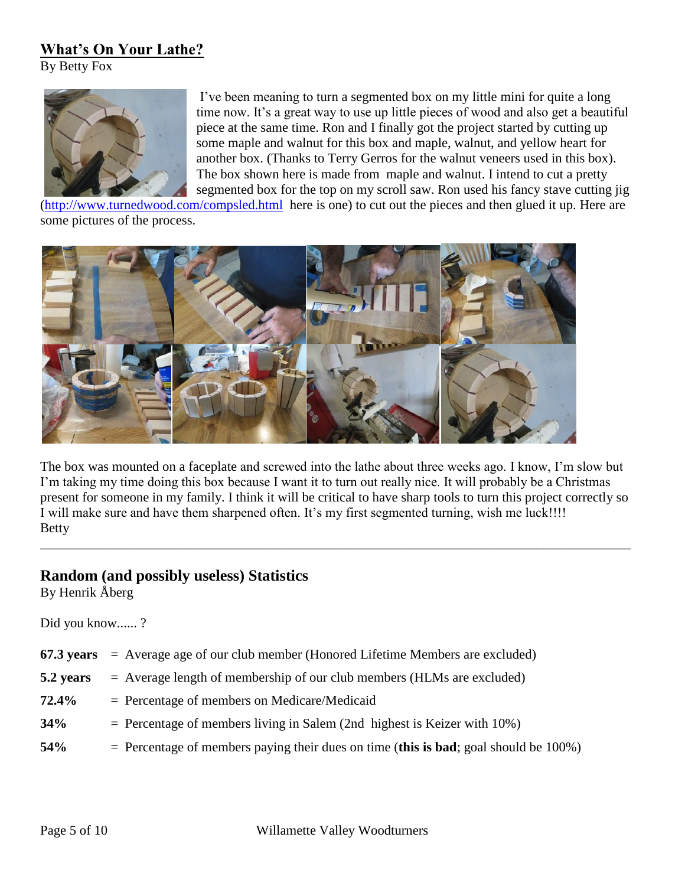## What's On Your Lathe?

By Betty Fox

I've been meaning to turn a segmented box on my little mini for quite a long time now. It's a great way to use up little pieces of wood and also get a beautiful piece at the same time. Ron and I finally got the project started by cutting up some maple and walnut for this box and maple, walnut, and yellow heart for another box. (Thanks to Terry Gerros for the walnut veneers used in this box). The box shown here is made from maple and walnut. I intend to cut a pretty segmented box for the top on my scroll saw. Ron used his fancy stave cutting jig (http://www.turnedwood.com/compsled.html here is one) to cut out the pieces and then glued it up. Here are some pictures of the process.

The box was mounted on a faceplate and screwed into the lathe about three weeks ago. I know, I'm slow but I'm taking my time doing this box because I want it to turn out really nice. It will probably be a Christmas present for someone in my family. I think it will be critical to have sharp tools to turn this project correctly so I will make sure and have them sharpened often. It's my first segmented turning, wish me luck!!!!

Betty

---

## Random (and possibly useless) Statistics

By Henrik Åberg

Did you know...... ?

**67.3 years** = Average age of our club member (Honored Lifetime Members are excluded)

**5.2 years** = Average length of membership of our club members (HLMs are excluded)

**72.4%** = Percentage of members on Medicare/Medicaid

**34%** = Percentage of members living in Salem (2nd highest is Keizer with 10%)

**54%** = Percentage of members paying their dues on time (**this is bad**; goal should be 100%)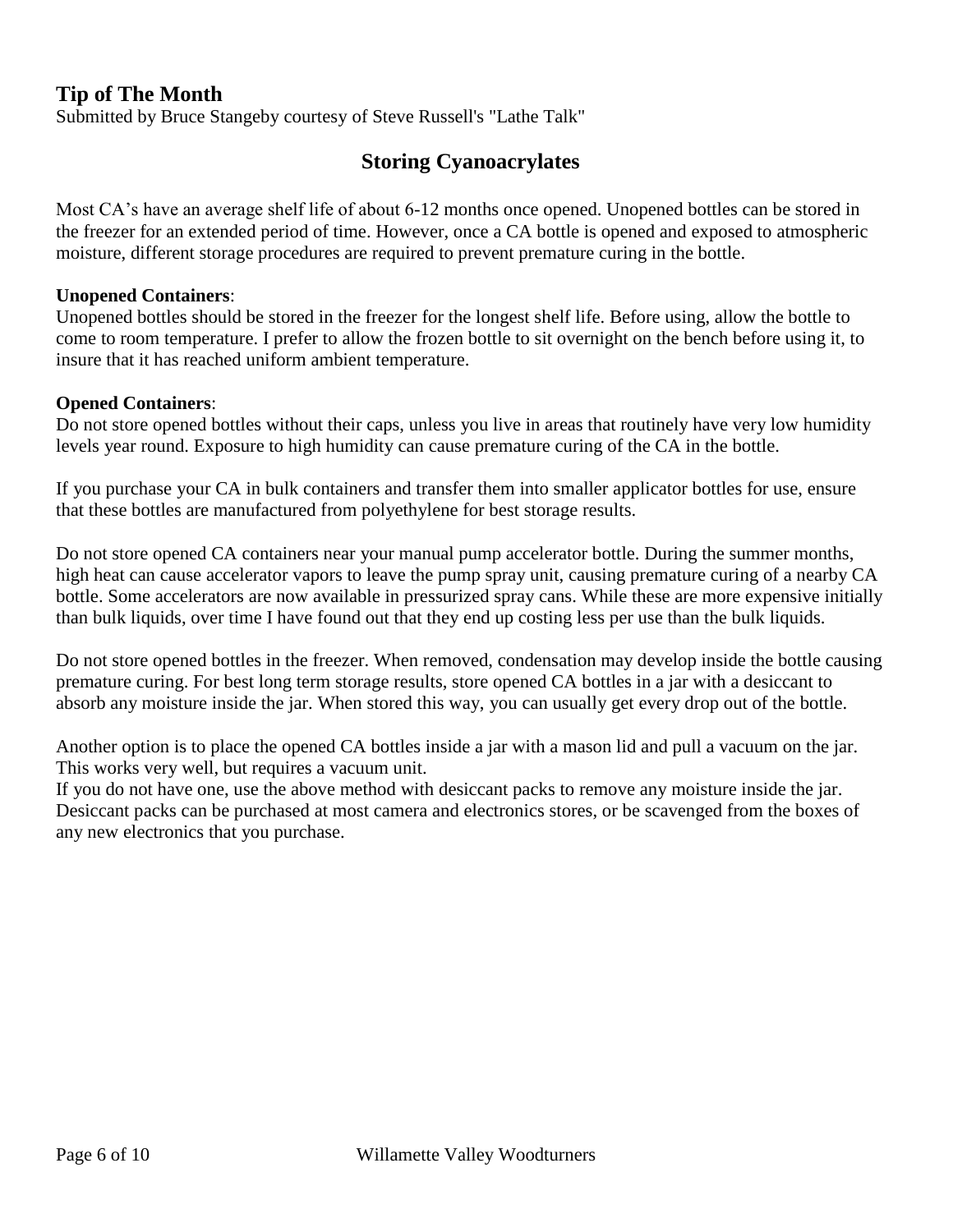## Tip of The Month

Submitted by Bruce Stangeby courtesy of Steve Russell's "Lathe Talk"

### Storing Cyanoacrylates

Most CA's have an average shelf life of about 6-12 months once opened. Unopened bottles can be stored in the freezer for an extended period of time. However, once a CA bottle is opened and exposed to atmospheric moisture, different storage procedures are required to prevent premature curing in the bottle.

**Unopened Containers**:
Unopened bottles should be stored in the freezer for the longest shelf life. Before using, allow the bottle to come to room temperature. I prefer to allow the frozen bottle to sit overnight on the bench before using it, to insure that it has reached uniform ambient temperature.

**Opened Containers**:
Do not store opened bottles without their caps, unless you live in areas that routinely have very low humidity levels year round. Exposure to high humidity can cause premature curing of the CA in the bottle.

If you purchase your CA in bulk containers and transfer them into smaller applicator bottles for use, ensure that these bottles are manufactured from polyethylene for best storage results.

Do not store opened CA containers near your manual pump accelerator bottle. During the summer months, high heat can cause accelerator vapors to leave the pump spray unit, causing premature curing of a nearby CA bottle. Some accelerators are now available in pressurized spray cans. While these are more expensive initially than bulk liquids, over time I have found out that they end up costing less per use than the bulk liquids.

Do not store opened bottles in the freezer. When removed, condensation may develop inside the bottle causing premature curing. For best long term storage results, store opened CA bottles in a jar with a desiccant to absorb any moisture inside the jar. When stored this way, you can usually get every drop out of the bottle.

Another option is to place the opened CA bottles inside a jar with a mason lid and pull a vacuum on the jar. This works very well, but requires a vacuum unit.
If you do not have one, use the above method with desiccant packs to remove any moisture inside the jar. Desiccant packs can be purchased at most camera and electronics stores, or be scavenged from the boxes of any new electronics that you purchase.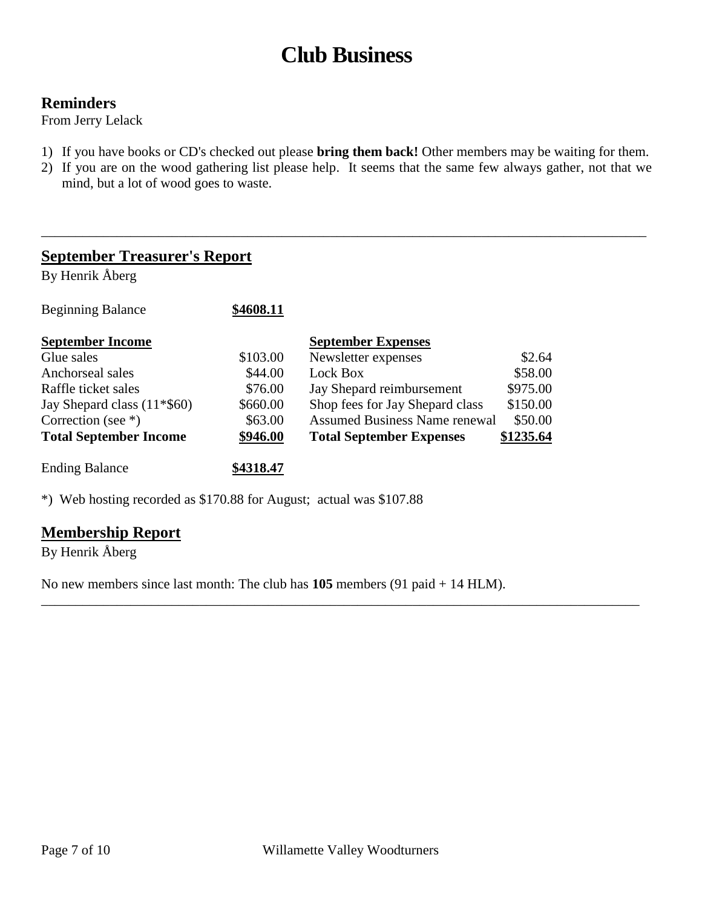# Club Business

## Reminders

From Jerry Lelack

1) If you have books or CD's checked out please **bring them back!** Other members may be waiting for them.
2) If you are on the wood gathering list please help. It seems that the same few always gather, not that we mind, but a lot of wood goes to waste.

---

## September Treasurer's Report

By Henrik Åberg

Beginning Balance **$4608.11**

| September Income | | September Expenses | |
|---|---|---|---|
| Glue sales | $103.00 | Newsletter expenses | $2.64 |
| Anchorseal sales | $44.00 | Lock Box | $58.00 |
| Raffle ticket sales | $76.00 | Jay Shepard reimbursement | $975.00 |
| Jay Shepard class (11*$60) | $660.00 | Shop fees for Jay Shepard class | $150.00 |
| Correction (see *) | $63.00 | Assumed Business Name renewal | $50.00 |
| **Total September Income** | **$946.00** | **Total September Expenses** | **$1235.64** |

Ending Balance **$4318.47**

*) Web hosting recorded as $170.88 for August; actual was $107.88

## Membership Report

By Henrik Åberg

No new members since last month: The club has **105** members (91 paid + 14 HLM).

---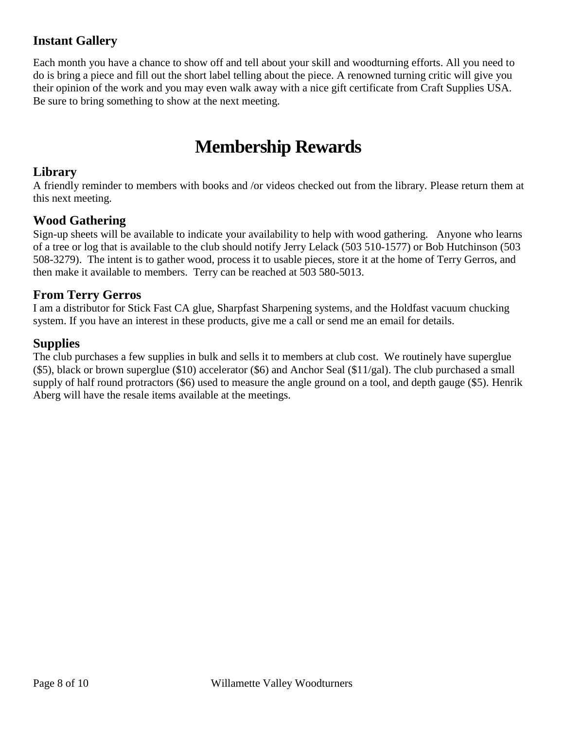## Instant Gallery

Each month you have a chance to show off and tell about your skill and woodturning efforts. All you need to do is bring a piece and fill out the short label telling about the piece. A renowned turning critic will give you their opinion of the work and you may even walk away with a nice gift certificate from Craft Supplies USA. Be sure to bring something to show at the next meeting.

# Membership Rewards

## Library

A friendly reminder to members with books and /or videos checked out from the library. Please return them at this next meeting.

## Wood Gathering

Sign-up sheets will be available to indicate your availability to help with wood gathering. Anyone who learns of a tree or log that is available to the club should notify Jerry Lelack (503 510-1577) or Bob Hutchinson (503 508-3279). The intent is to gather wood, process it to usable pieces, store it at the home of Terry Gerros, and then make it available to members. Terry can be reached at 503 580-5013.

## From Terry Gerros

I am a distributor for Stick Fast CA glue, Sharpfast Sharpening systems, and the Holdfast vacuum chucking system. If you have an interest in these products, give me a call or send me an email for details.

## Supplies

The club purchases a few supplies in bulk and sells it to members at club cost. We routinely have superglue ($5), black or brown superglue ($10) accelerator ($6) and Anchor Seal ($11/gal). The club purchased a small supply of half round protractors ($6) used to measure the angle ground on a tool, and depth gauge ($5). Henrik Aberg will have the resale items available at the meetings.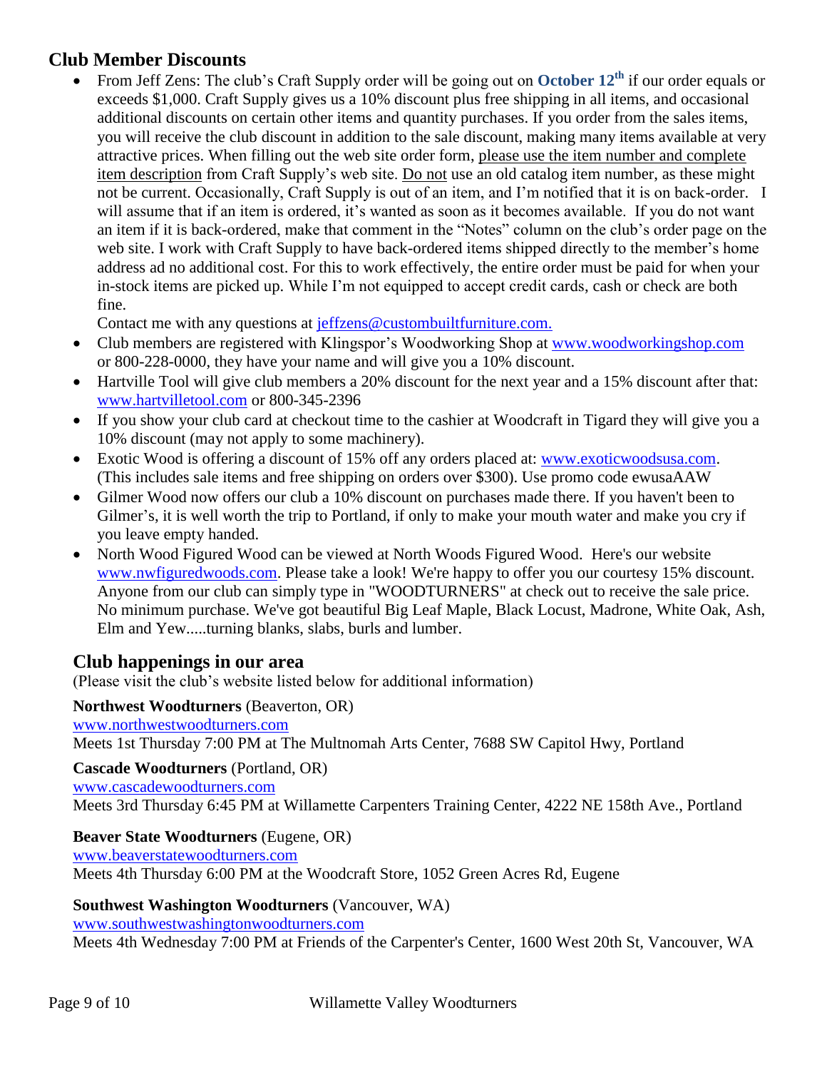## Club Member Discounts

- From Jeff Zens: The club's Craft Supply order will be going out on **October 12th** if our order equals or exceeds $1,000. Craft Supply gives us a 10% discount plus free shipping in all items, and occasional additional discounts on certain other items and quantity purchases. If you order from the sales items, you will receive the club discount in addition to the sale discount, making many items available at very attractive prices. When filling out the web site order form, please use the item number and complete item description from Craft Supply's web site. Do not use an old catalog item number, as these might not be current. Occasionally, Craft Supply is out of an item, and I'm notified that it is on back-order. I will assume that if an item is ordered, it's wanted as soon as it becomes available. If you do not want an item if it is back-ordered, make that comment in the "Notes" column on the club's order page on the web site. I work with Craft Supply to have back-ordered items shipped directly to the member's home address ad no additional cost. For this to work effectively, the entire order must be paid for when your in-stock items are picked up. While I'm not equipped to accept credit cards, cash or check are both fine.
  Contact me with any questions at jeffzens@custombuiltfurniture.com.
- Club members are registered with Klingspor's Woodworking Shop at www.woodworkingshop.com or 800-228-0000, they have your name and will give you a 10% discount.
- Hartville Tool will give club members a 20% discount for the next year and a 15% discount after that: www.hartvilletool.com or 800-345-2396
- If you show your club card at checkout time to the cashier at Woodcraft in Tigard they will give you a 10% discount (may not apply to some machinery).
- Exotic Wood is offering a discount of 15% off any orders placed at: www.exoticwoodsusa.com. (This includes sale items and free shipping on orders over $300). Use promo code ewusaAAW
- Gilmer Wood now offers our club a 10% discount on purchases made there. If you haven't been to Gilmer's, it is well worth the trip to Portland, if only to make your mouth water and make you cry if you leave empty handed.
- North Wood Figured Wood can be viewed at North Woods Figured Wood. Here's our website www.nwfiguredwoods.com. Please take a look! We're happy to offer you our courtesy 15% discount. Anyone from our club can simply type in "WOODTURNERS" at check out to receive the sale price. No minimum purchase. We've got beautiful Big Leaf Maple, Black Locust, Madrone, White Oak, Ash, Elm and Yew.....turning blanks, slabs, burls and lumber.

## Club happenings in our area

(Please visit the club's website listed below for additional information)

**Northwest Woodturners** (Beaverton, OR)
www.northwestwoodturners.com
Meets 1st Thursday 7:00 PM at The Multnomah Arts Center, 7688 SW Capitol Hwy, Portland

**Cascade Woodturners** (Portland, OR)
www.cascadewoodturners.com
Meets 3rd Thursday 6:45 PM at Willamette Carpenters Training Center, 4222 NE 158th Ave., Portland

**Beaver State Woodturners** (Eugene, OR)
www.beaverstatewoodturners.com
Meets 4th Thursday 6:00 PM at the Woodcraft Store, 1052 Green Acres Rd, Eugene

**Southwest Washington Woodturners** (Vancouver, WA)
www.southwestwashingtonwoodturners.com
Meets 4th Wednesday 7:00 PM at Friends of the Carpenter's Center, 1600 West 20th St, Vancouver, WA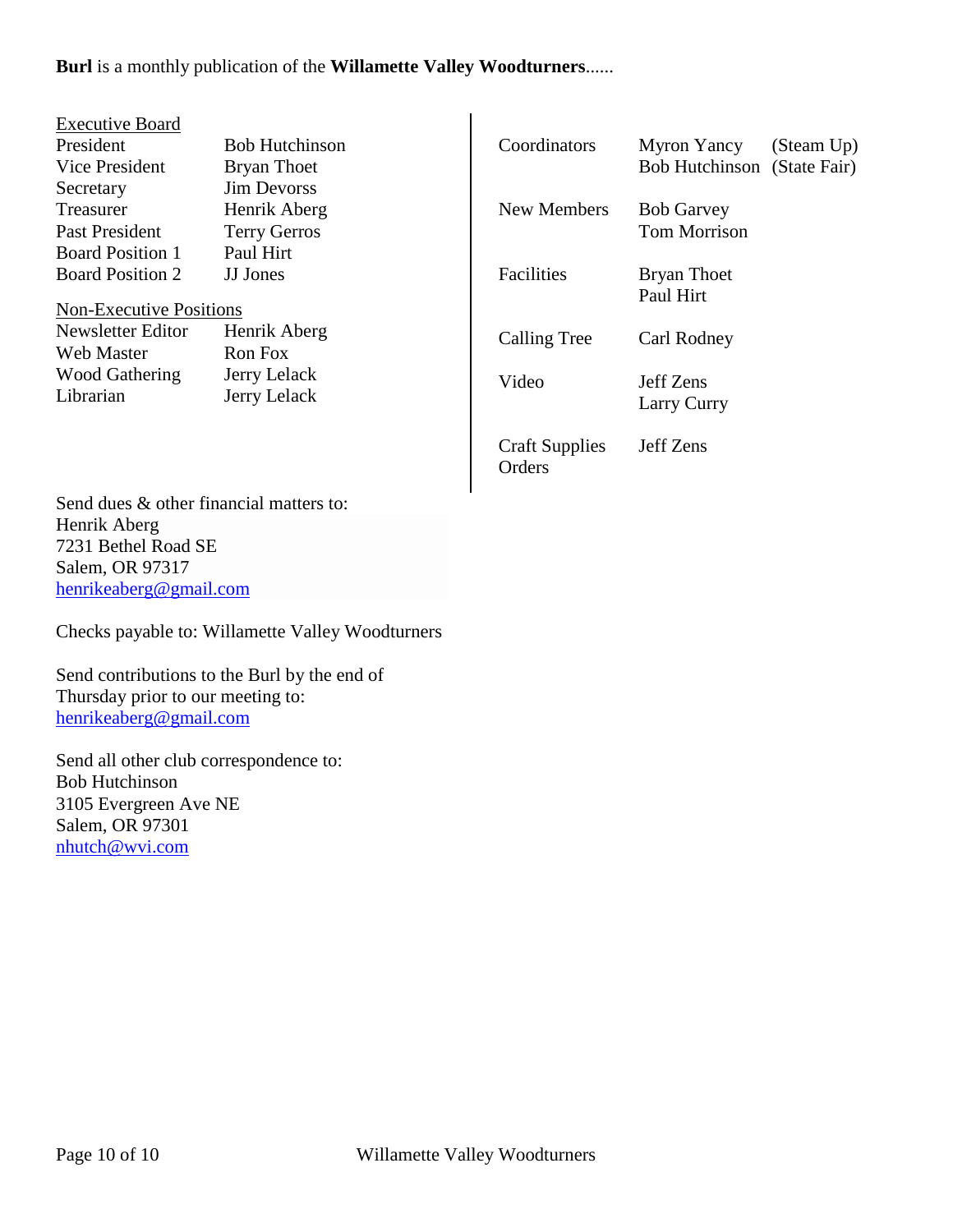**Burl** is a monthly publication of the **Willamette Valley Woodturners**......

Executive Board

| | |
|---|---|
| President | Bob Hutchinson |
| Vice President | Bryan Thoet |
| Secretary | Jim Devorss |
| Treasurer | Henrik Aberg |
| Past President | Terry Gerros |
| Board Position 1 | Paul Hirt |
| Board Position 2 | JJ Jones |

Non-Executive Positions

| | |
|---|---|
| Newsletter Editor | Henrik Aberg |
| Web Master | Ron Fox |
| Wood Gathering | Jerry Lelack |
| Librarian | Jerry Lelack |

| | | |
|---|---|---|
| Coordinators | Myron Yancy | (Steam Up) |
| | Bob Hutchinson | (State Fair) |
| New Members | Bob Garvey | |
| | Tom Morrison | |
| Facilities | Bryan Thoet | |
| | Paul Hirt | |
| Calling Tree | Carl Rodney | |
| Video | Jeff Zens | |
| | Larry Curry | |
| Craft Supplies Orders | Jeff Zens | |

Send dues & other financial matters to:
Henrik Aberg
7231 Bethel Road SE
Salem, OR 97317
henrikeaberg@gmail.com

Checks payable to: Willamette Valley Woodturners

Send contributions to the Burl by the end of Thursday prior to our meeting to:
henrikeaberg@gmail.com

Send all other club correspondence to:
Bob Hutchinson
3105 Evergreen Ave NE
Salem, OR 97301
nhutch@wvi.com